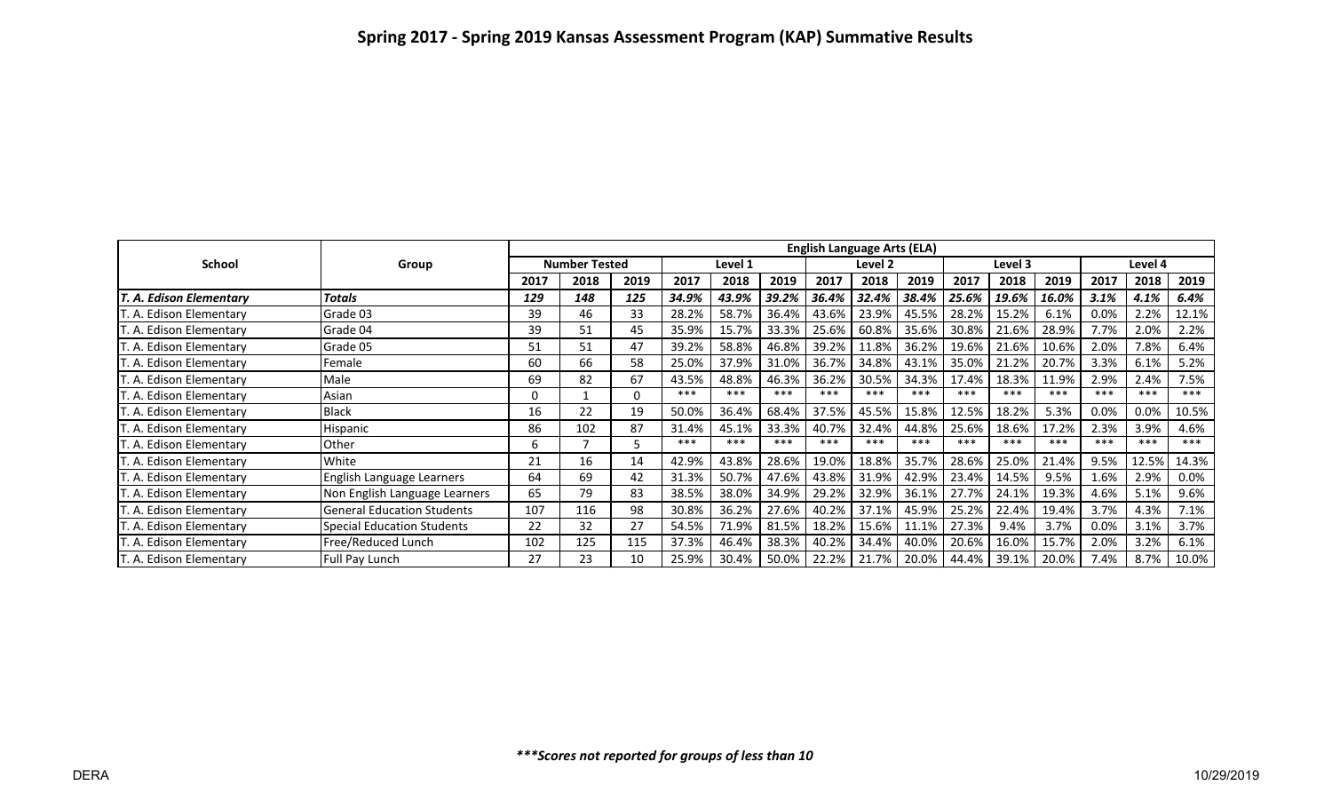# Spring 2017 - Spring 2019 Kansas Assessment Program (KAP) Summative Results

| School | Group | English Language Arts (ELA) | | | | | | | | | | | | | | |
|---|---|---|---|---|---|---|---|---|---|---|---|---|---|---|---|---|
| | | Number Tested | | | Level 1 | | | Level 2 | | | Level 3 | | | Level 4 | | |
| | | 2017 | 2018 | 2019 | 2017 | 2018 | 2019 | 2017 | 2018 | 2019 | 2017 | 2018 | 2019 | 2017 | 2018 | 2019 |
| ***T. A. Edison Elementary*** | ***Totals*** | ***129*** | ***148*** | ***125*** | ***34.9%*** | ***43.9%*** | ***39.2%*** | ***36.4%*** | ***32.4%*** | ***38.4%*** | ***25.6%*** | ***19.6%*** | ***16.0%*** | ***3.1%*** | ***4.1%*** | ***6.4%*** |
| T. A. Edison Elementary | Grade 03 | 39 | 46 | 33 | 28.2% | 58.7% | 36.4% | 43.6% | 23.9% | 45.5% | 28.2% | 15.2% | 6.1% | 0.0% | 2.2% | 12.1% |
| T. A. Edison Elementary | Grade 04 | 39 | 51 | 45 | 35.9% | 15.7% | 33.3% | 25.6% | 60.8% | 35.6% | 30.8% | 21.6% | 28.9% | 7.7% | 2.0% | 2.2% |
| T. A. Edison Elementary | Grade 05 | 51 | 51 | 47 | 39.2% | 58.8% | 46.8% | 39.2% | 11.8% | 36.2% | 19.6% | 21.6% | 10.6% | 2.0% | 7.8% | 6.4% |
| T. A. Edison Elementary | Female | 60 | 66 | 58 | 25.0% | 37.9% | 31.0% | 36.7% | 34.8% | 43.1% | 35.0% | 21.2% | 20.7% | 3.3% | 6.1% | 5.2% |
| T. A. Edison Elementary | Male | 69 | 82 | 67 | 43.5% | 48.8% | 46.3% | 36.2% | 30.5% | 34.3% | 17.4% | 18.3% | 11.9% | 2.9% | 2.4% | 7.5% |
| T. A. Edison Elementary | Asian | 0 | 1 | 0 | *** | *** | *** | *** | *** | *** | *** | *** | *** | *** | *** | *** |
| T. A. Edison Elementary | Black | 16 | 22 | 19 | 50.0% | 36.4% | 68.4% | 37.5% | 45.5% | 15.8% | 12.5% | 18.2% | 5.3% | 0.0% | 0.0% | 10.5% |
| T. A. Edison Elementary | Hispanic | 86 | 102 | 87 | 31.4% | 45.1% | 33.3% | 40.7% | 32.4% | 44.8% | 25.6% | 18.6% | 17.2% | 2.3% | 3.9% | 4.6% |
| T. A. Edison Elementary | Other | 6 | 7 | 5 | *** | *** | *** | *** | *** | *** | *** | *** | *** | *** | *** | *** |
| T. A. Edison Elementary | White | 21 | 16 | 14 | 42.9% | 43.8% | 28.6% | 19.0% | 18.8% | 35.7% | 28.6% | 25.0% | 21.4% | 9.5% | 12.5% | 14.3% |
| T. A. Edison Elementary | English Language Learners | 64 | 69 | 42 | 31.3% | 50.7% | 47.6% | 43.8% | 31.9% | 42.9% | 23.4% | 14.5% | 9.5% | 1.6% | 2.9% | 0.0% |
| T. A. Edison Elementary | Non English Language Learners | 65 | 79 | 83 | 38.5% | 38.0% | 34.9% | 29.2% | 32.9% | 36.1% | 27.7% | 24.1% | 19.3% | 4.6% | 5.1% | 9.6% |
| T. A. Edison Elementary | General Education Students | 107 | 116 | 98 | 30.8% | 36.2% | 27.6% | 40.2% | 37.1% | 45.9% | 25.2% | 22.4% | 19.4% | 3.7% | 4.3% | 7.1% |
| T. A. Edison Elementary | Special Education Students | 22 | 32 | 27 | 54.5% | 71.9% | 81.5% | 18.2% | 15.6% | 11.1% | 27.3% | 9.4% | 3.7% | 0.0% | 3.1% | 3.7% |
| T. A. Edison Elementary | Free/Reduced Lunch | 102 | 125 | 115 | 37.3% | 46.4% | 38.3% | 40.2% | 34.4% | 40.0% | 20.6% | 16.0% | 15.7% | 2.0% | 3.2% | 6.1% |
| T. A. Edison Elementary | Full Pay Lunch | 27 | 23 | 10 | 25.9% | 30.4% | 50.0% | 22.2% | 21.7% | 20.0% | 44.4% | 39.1% | 20.0% | 7.4% | 8.7% | 10.0% |

***\*\*\*Scores not reported for groups of less than 10***

DERA 10/29/2019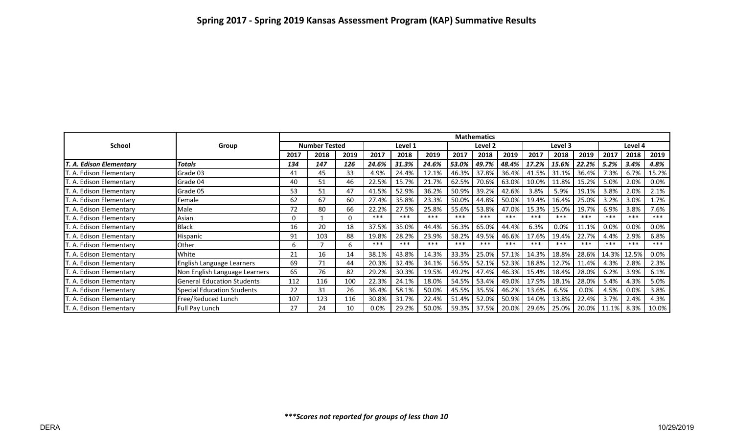# Spring 2017 - Spring 2019 Kansas Assessment Program (KAP) Summative Results

| School | Group | Mathematics | | | | | | | | | | | | | | |
|---|---|---|---|---|---|---|---|---|---|---|---|---|---|---|---|---|
| | | Number Tested | | | Level 1 | | | Level 2 | | | Level 3 | | | Level 4 | | |
| | | 2017 | 2018 | 2019 | 2017 | 2018 | 2019 | 2017 | 2018 | 2019 | 2017 | 2018 | 2019 | 2017 | 2018 | 2019 |
| ***T. A. Edison Elementary*** | ***Totals*** | ***134*** | ***147*** | ***126*** | ***24.6%*** | ***31.3%*** | ***24.6%*** | ***53.0%*** | ***49.7%*** | ***48.4%*** | ***17.2%*** | ***15.6%*** | ***22.2%*** | ***5.2%*** | ***3.4%*** | ***4.8%*** |
| T. A. Edison Elementary | Grade 03 | 41 | 45 | 33 | 4.9% | 24.4% | 12.1% | 46.3% | 37.8% | 36.4% | 41.5% | 31.1% | 36.4% | 7.3% | 6.7% | 15.2% |
| T. A. Edison Elementary | Grade 04 | 40 | 51 | 46 | 22.5% | 15.7% | 21.7% | 62.5% | 70.6% | 63.0% | 10.0% | 11.8% | 15.2% | 5.0% | 2.0% | 0.0% |
| T. A. Edison Elementary | Grade 05 | 53 | 51 | 47 | 41.5% | 52.9% | 36.2% | 50.9% | 39.2% | 42.6% | 3.8% | 5.9% | 19.1% | 3.8% | 2.0% | 2.1% |
| T. A. Edison Elementary | Female | 62 | 67 | 60 | 27.4% | 35.8% | 23.3% | 50.0% | 44.8% | 50.0% | 19.4% | 16.4% | 25.0% | 3.2% | 3.0% | 1.7% |
| T. A. Edison Elementary | Male | 72 | 80 | 66 | 22.2% | 27.5% | 25.8% | 55.6% | 53.8% | 47.0% | 15.3% | 15.0% | 19.7% | 6.9% | 3.8% | 7.6% |
| T. A. Edison Elementary | Asian | 0 | 1 | 0 | *** | *** | *** | *** | *** | *** | *** | *** | *** | *** | *** | *** |
| T. A. Edison Elementary | Black | 16 | 20 | 18 | 37.5% | 35.0% | 44.4% | 56.3% | 65.0% | 44.4% | 6.3% | 0.0% | 11.1% | 0.0% | 0.0% | 0.0% |
| T. A. Edison Elementary | Hispanic | 91 | 103 | 88 | 19.8% | 28.2% | 23.9% | 58.2% | 49.5% | 46.6% | 17.6% | 19.4% | 22.7% | 4.4% | 2.9% | 6.8% |
| T. A. Edison Elementary | Other | 6 | 7 | 6 | *** | *** | *** | *** | *** | *** | *** | *** | *** | *** | *** | *** |
| T. A. Edison Elementary | White | 21 | 16 | 14 | 38.1% | 43.8% | 14.3% | 33.3% | 25.0% | 57.1% | 14.3% | 18.8% | 28.6% | 14.3% | 12.5% | 0.0% |
| T. A. Edison Elementary | English Language Learners | 69 | 71 | 44 | 20.3% | 32.4% | 34.1% | 56.5% | 52.1% | 52.3% | 18.8% | 12.7% | 11.4% | 4.3% | 2.8% | 2.3% |
| T. A. Edison Elementary | Non English Language Learners | 65 | 76 | 82 | 29.2% | 30.3% | 19.5% | 49.2% | 47.4% | 46.3% | 15.4% | 18.4% | 28.0% | 6.2% | 3.9% | 6.1% |
| T. A. Edison Elementary | General Education Students | 112 | 116 | 100 | 22.3% | 24.1% | 18.0% | 54.5% | 53.4% | 49.0% | 17.9% | 18.1% | 28.0% | 5.4% | 4.3% | 5.0% |
| T. A. Edison Elementary | Special Education Students | 22 | 31 | 26 | 36.4% | 58.1% | 50.0% | 45.5% | 35.5% | 46.2% | 13.6% | 6.5% | 0.0% | 4.5% | 0.0% | 3.8% |
| T. A. Edison Elementary | Free/Reduced Lunch | 107 | 123 | 116 | 30.8% | 31.7% | 22.4% | 51.4% | 52.0% | 50.9% | 14.0% | 13.8% | 22.4% | 3.7% | 2.4% | 4.3% |
| T. A. Edison Elementary | Full Pay Lunch | 27 | 24 | 10 | 0.0% | 29.2% | 50.0% | 59.3% | 37.5% | 20.0% | 29.6% | 25.0% | 20.0% | 11.1% | 8.3% | 10.0% |

****Scores not reported for groups of less than 10***

DERA

10/29/2019